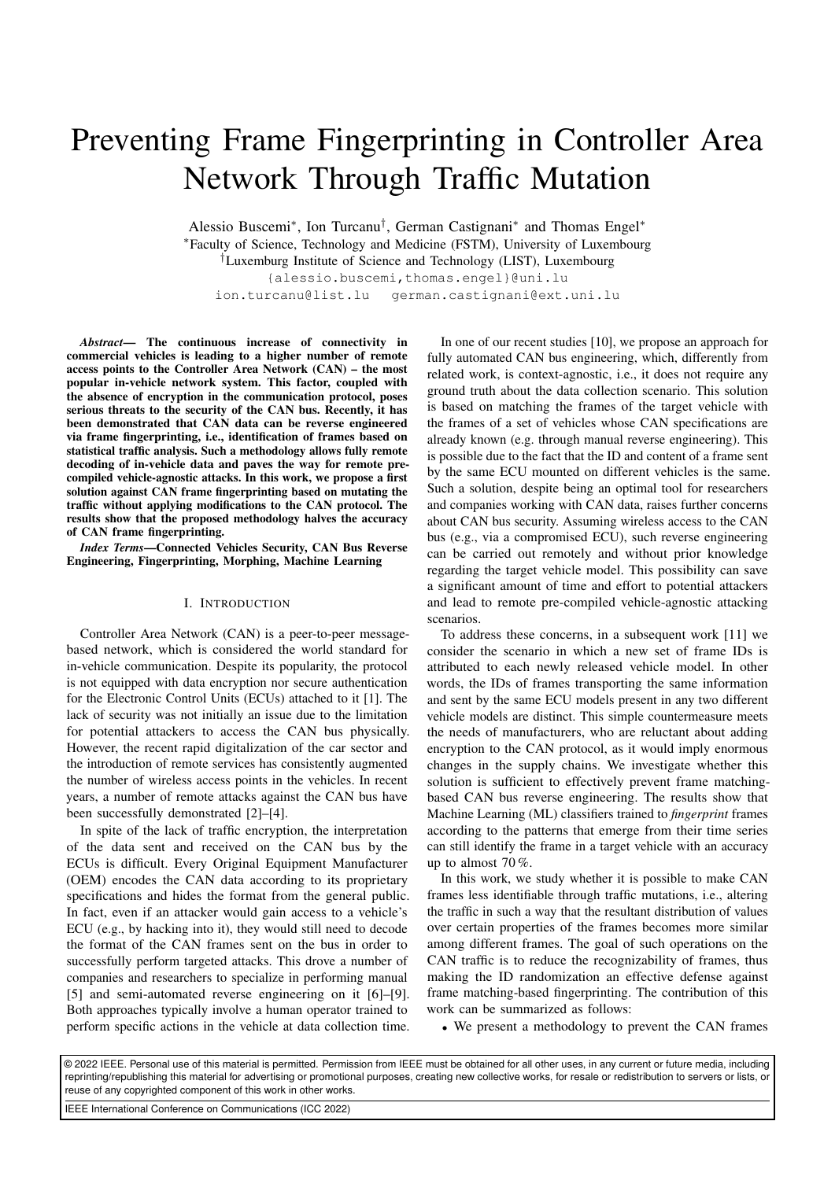# Preventing Frame Fingerprinting in Controller Area Network Through Traffic Mutation

Alessio Buscemi[*], Ion Turcanu[†], German Castignani[*] and Thomas Engel[*]

[*]Faculty of Science, Technology and Medicine (FSTM), University of Luxembourg

[†]Luxemburg Institute of Science and Technology (LIST), Luxembourg

{alessio.buscemi,thomas.engel}@uni.lu

ion.turcanu@list.lu german.castignani@ext.uni.lu

***Abstract*— The continuous increase of connectivity in commercial vehicles is leading to a higher number of remote access points to the Controller Area Network (CAN) – the most popular in-vehicle network system. This factor, coupled with the absence of encryption in the communication protocol, poses serious threats to the security of the CAN bus. Recently, it has been demonstrated that CAN data can be reverse engineered via frame fingerprinting, i.e., identification of frames based on statistical traffic analysis. Such a methodology allows fully remote decoding of in-vehicle data and paves the way for remote pre-compiled vehicle-agnostic attacks. In this work, we propose a first solution against CAN frame fingerprinting based on mutating the traffic without applying modifications to the CAN protocol. The results show that the proposed methodology halves the accuracy of CAN frame fingerprinting.**

***Index Terms*—Connected Vehicles Security, CAN Bus Reverse Engineering, Fingerprinting, Morphing, Machine Learning**

## I. Introduction

Controller Area Network (CAN) is a peer-to-peer message-based network, which is considered the world standard for in-vehicle communication. Despite its popularity, the protocol is not equipped with data encryption nor secure authentication for the Electronic Control Units (ECUs) attached to it [1]. The lack of security was not initially an issue due to the limitation for potential attackers to access the CAN bus physically. However, the recent rapid digitalization of the car sector and the introduction of remote services has consistently augmented the number of wireless access points in the vehicles. In recent years, a number of remote attacks against the CAN bus have been successfully demonstrated [2]–[4].

In spite of the lack of traffic encryption, the interpretation of the data sent and received on the CAN bus by the ECUs is difficult. Every Original Equipment Manufacturer (OEM) encodes the CAN data according to its proprietary specifications and hides the format from the general public. In fact, even if an attacker would gain access to a vehicle's ECU (e.g., by hacking into it), they would still need to decode the format of the CAN frames sent on the bus in order to successfully perform targeted attacks. This drove a number of companies and researchers to specialize in performing manual [5] and semi-automated reverse engineering on it [6]–[9]. Both approaches typically involve a human operator trained to perform specific actions in the vehicle at data collection time.

In one of our recent studies [10], we propose an approach for fully automated CAN bus engineering, which, differently from related work, is context-agnostic, i.e., it does not require any ground truth about the data collection scenario. This solution is based on matching the frames of the target vehicle with the frames of a set of vehicles whose CAN specifications are already known (e.g. through manual reverse engineering). This is possible due to the fact that the ID and content of a frame sent by the same ECU mounted on different vehicles is the same. Such a solution, despite being an optimal tool for researchers and companies working with CAN data, raises further concerns about CAN bus security. Assuming wireless access to the CAN bus (e.g., via a compromised ECU), such reverse engineering can be carried out remotely and without prior knowledge regarding the target vehicle model. This possibility can save a significant amount of time and effort to potential attackers and lead to remote pre-compiled vehicle-agnostic attacking scenarios.

To address these concerns, in a subsequent work [11] we consider the scenario in which a new set of frame IDs is attributed to each newly released vehicle model. In other words, the IDs of frames transporting the same information and sent by the same ECU models present in any two different vehicle models are distinct. This simple countermeasure meets the needs of manufacturers, who are reluctant about adding encryption to the CAN protocol, as it would imply enormous changes in the supply chains. We investigate whether this solution is sufficient to effectively prevent frame matching-based CAN bus reverse engineering. The results show that Machine Learning (ML) classifiers trained to *fingerprint* frames according to the patterns that emerge from their time series can still identify the frame in a target vehicle with an accuracy up to almost 70 %.

In this work, we study whether it is possible to make CAN frames less identifiable through traffic mutations, i.e., altering the traffic in such a way that the resultant distribution of values over certain properties of the frames becomes more similar among different frames. The goal of such operations on the CAN traffic is to reduce the recognizability of frames, thus making the ID randomization an effective defense against frame matching-based fingerprinting. The contribution of this work can be summarized as follows:

- We present a methodology to prevent the CAN frames

© 2022 IEEE. Personal use of this material is permitted. Permission from IEEE must be obtained for all other uses, in any current or future media, including reprinting/republishing this material for advertising or promotional purposes, creating new collective works, for resale or redistribution to servers or lists, or reuse of any copyrighted component of this work in other works.

IEEE International Conference on Communications (ICC 2022)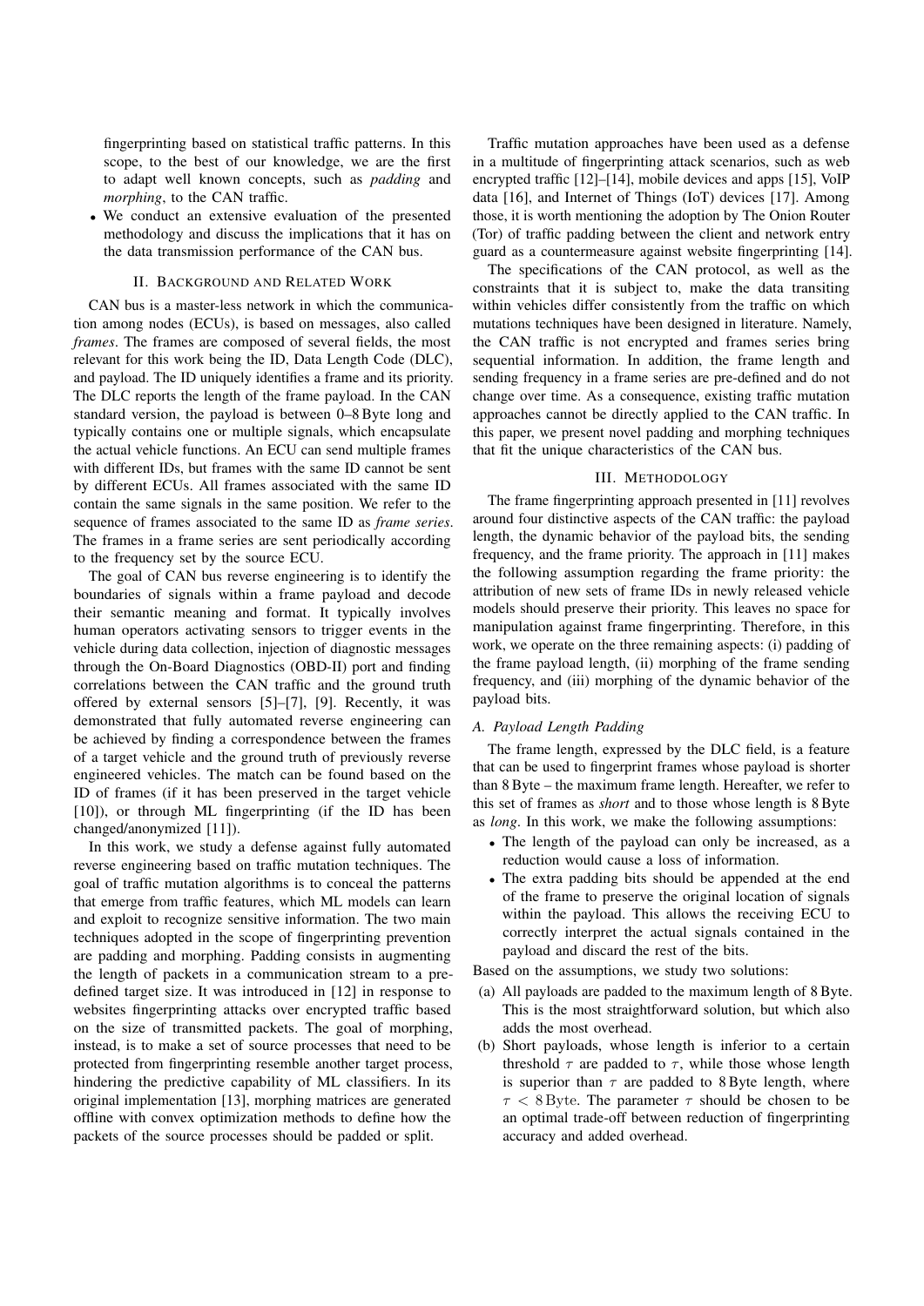fingerprinting based on statistical traffic patterns. In this scope, to the best of our knowledge, we are the first to adapt well known concepts, such as *padding* and *morphing*, to the CAN traffic.

- We conduct an extensive evaluation of the presented methodology and discuss the implications that it has on the data transmission performance of the CAN bus.

## II. Background and Related Work

CAN bus is a master-less network in which the communication among nodes (ECUs), is based on messages, also called *frames*. The frames are composed of several fields, the most relevant for this work being the ID, Data Length Code (DLC), and payload. The ID uniquely identifies a frame and its priority. The DLC reports the length of the frame payload. In the CAN standard version, the payload is between 0–8 Byte long and typically contains one or multiple signals, which encapsulate the actual vehicle functions. An ECU can send multiple frames with different IDs, but frames with the same ID cannot be sent by different ECUs. All frames associated with the same ID contain the same signals in the same position. We refer to the sequence of frames associated to the same ID as *frame series*. The frames in a frame series are sent periodically according to the frequency set by the source ECU.

The goal of CAN bus reverse engineering is to identify the boundaries of signals within a frame payload and decode their semantic meaning and format. It typically involves human operators activating sensors to trigger events in the vehicle during data collection, injection of diagnostic messages through the On-Board Diagnostics (OBD-II) port and finding correlations between the CAN traffic and the ground truth offered by external sensors [5]–[7], [9]. Recently, it was demonstrated that fully automated reverse engineering can be achieved by finding a correspondence between the frames of a target vehicle and the ground truth of previously reverse engineered vehicles. The match can be found based on the ID of frames (if it has been preserved in the target vehicle [10]), or through ML fingerprinting (if the ID has been changed/anonymized [11]).

In this work, we study a defense against fully automated reverse engineering based on traffic mutation techniques. The goal of traffic mutation algorithms is to conceal the patterns that emerge from traffic features, which ML models can learn and exploit to recognize sensitive information. The two main techniques adopted in the scope of fingerprinting prevention are padding and morphing. Padding consists in augmenting the length of packets in a communication stream to a predefined target size. It was introduced in [12] in response to websites fingerprinting attacks over encrypted traffic based on the size of transmitted packets. The goal of morphing, instead, is to make a set of source processes that need to be protected from fingerprinting resemble another target process, hindering the predictive capability of ML classifiers. In its original implementation [13], morphing matrices are generated offline with convex optimization methods to define how the packets of the source processes should be padded or split.

Traffic mutation approaches have been used as a defense in a multitude of fingerprinting attack scenarios, such as web encrypted traffic [12]–[14], mobile devices and apps [15], VoIP data [16], and Internet of Things (IoT) devices [17]. Among those, it is worth mentioning the adoption by The Onion Router (Tor) of traffic padding between the client and network entry guard as a countermeasure against website fingerprinting [14].

The specifications of the CAN protocol, as well as the constraints that it is subject to, make the data transiting within vehicles differ consistently from the traffic on which mutations techniques have been designed in literature. Namely, the CAN traffic is not encrypted and frames series bring sequential information. In addition, the frame length and sending frequency in a frame series are pre-defined and do not change over time. As a consequence, existing traffic mutation approaches cannot be directly applied to the CAN traffic. In this paper, we present novel padding and morphing techniques that fit the unique characteristics of the CAN bus.

## III. Methodology

The frame fingerprinting approach presented in [11] revolves around four distinctive aspects of the CAN traffic: the payload length, the dynamic behavior of the payload bits, the sending frequency, and the frame priority. The approach in [11] makes the following assumption regarding the frame priority: the attribution of new sets of frame IDs in newly released vehicle models should preserve their priority. This leaves no space for manipulation against frame fingerprinting. Therefore, in this work, we operate on the three remaining aspects: (i) padding of the frame payload length, (ii) morphing of the frame sending frequency, and (iii) morphing of the dynamic behavior of the payload bits.

### A. Payload Length Padding

The frame length, expressed by the DLC field, is a feature that can be used to fingerprint frames whose payload is shorter than 8 Byte – the maximum frame length. Hereafter, we refer to this set of frames as *short* and to those whose length is 8 Byte as *long*. In this work, we make the following assumptions:

- The length of the payload can only be increased, as a reduction would cause a loss of information.
- The extra padding bits should be appended at the end of the frame to preserve the original location of signals within the payload. This allows the receiving ECU to correctly interpret the actual signals contained in the payload and discard the rest of the bits.

Based on the assumptions, we study two solutions:

(a) All payloads are padded to the maximum length of 8 Byte. This is the most straightforward solution, but which also adds the most overhead.

(b) Short payloads, whose length is inferior to a certain threshold $\tau$ are padded to $\tau$, while those whose length is superior than $\tau$ are padded to 8 Byte length, where $\tau < 8\,\mathrm{Byte}$. The parameter $\tau$ should be chosen to be an optimal trade-off between reduction of fingerprinting accuracy and added overhead.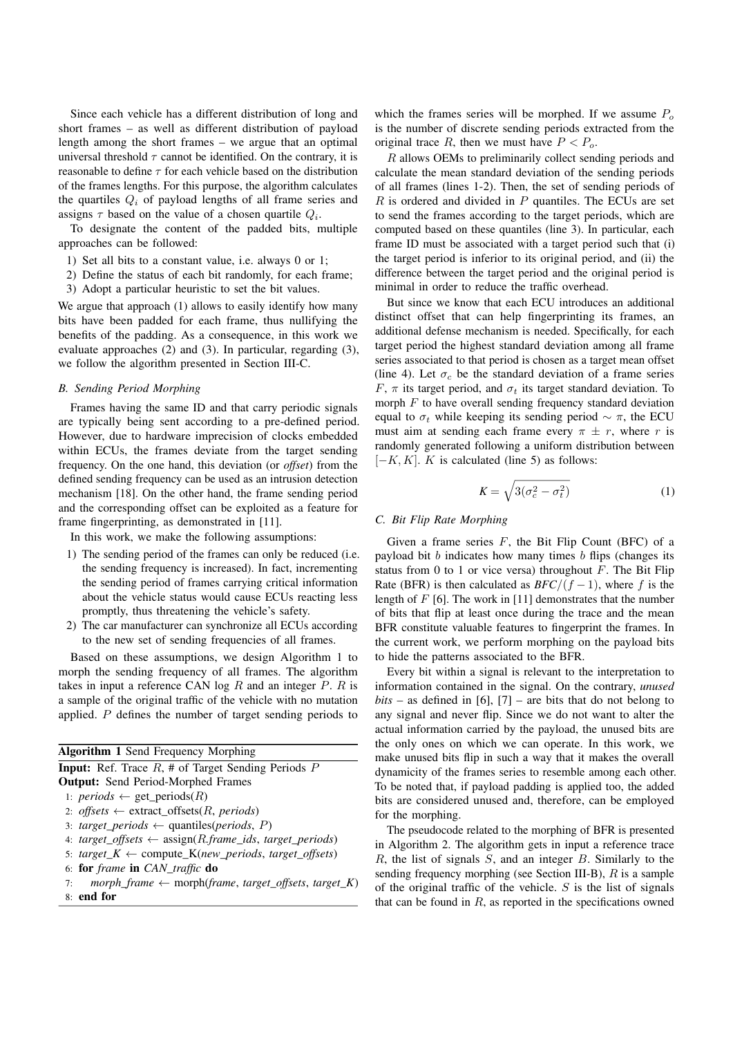Since each vehicle has a different distribution of long and short frames – as well as different distribution of payload length among the short frames – we argue that an optimal universal threshold $\tau$ cannot be identified. On the contrary, it is reasonable to define $\tau$ for each vehicle based on the distribution of the frames lengths. For this purpose, the algorithm calculates the quartiles $Q_i$ of payload lengths of all frame series and assigns $\tau$ based on the value of a chosen quartile $Q_i$.

To designate the content of the padded bits, multiple approaches can be followed:

1) Set all bits to a constant value, i.e. always 0 or 1;
2) Define the status of each bit randomly, for each frame;
3) Adopt a particular heuristic to set the bit values.

We argue that approach (1) allows to easily identify how many bits have been padded for each frame, thus nullifying the benefits of the padding. As a consequence, in this work we evaluate approaches (2) and (3). In particular, regarding (3), we follow the algorithm presented in Section III-C.

### B. Sending Period Morphing

Frames having the same ID and that carry periodic signals are typically being sent according to a pre-defined period. However, due to hardware imprecision of clocks embedded within ECUs, the frames deviate from the target sending frequency. On the one hand, this deviation (or *offset*) from the defined sending frequency can be used as an intrusion detection mechanism [18]. On the other hand, the frame sending period and the corresponding offset can be exploited as a feature for frame fingerprinting, as demonstrated in [11].

In this work, we make the following assumptions:

1) The sending period of the frames can only be reduced (i.e. the sending frequency is increased). In fact, incrementing the sending period of frames carrying critical information about the vehicle status would cause ECUs reacting less promptly, thus threatening the vehicle's safety.
2) The car manufacturer can synchronize all ECUs according to the new set of sending frequencies of all frames.

Based on these assumptions, we design Algorithm 1 to morph the sending frequency of all frames. The algorithm takes in input a reference CAN log $R$ and an integer $P$. $R$ is a sample of the original traffic of the vehicle with no mutation applied. $P$ defines the number of target sending periods to which the frames series will be morphed. If we assume $P_o$ is the number of discrete sending periods extracted from the original trace $R$, then we must have $P < P_o$.

**Algorithm 1** Send Frequency Morphing

**Input:** Ref. Trace $R$, # of Target Sending Periods $P$
**Output:** Send Period-Morphed Frames

```
1: periods ← get_periods(R)
2: offsets ← extract_offsets(R, periods)
3: target_periods ← quantiles(periods, P)
4: target_offsets ← assign(R.frame_ids, target_periods)
5: target_K ← compute_K(new_periods, target_offsets)
6: for frame in CAN_traffic do
7:     morph_frame ← morph(frame, target_offsets, target_K)
8: end for
```

$R$ allows OEMs to preliminarily collect sending periods and calculate the mean standard deviation of the sending periods of all frames (lines 1-2). Then, the set of sending periods of $R$ is ordered and divided in $P$ quantiles. The ECUs are set to send the frames according to the target periods, which are computed based on these quantiles (line 3). In particular, each frame ID must be associated with a target period such that (i) the target period is inferior to its original period, and (ii) the difference between the target period and the original period is minimal in order to reduce the traffic overhead.

But since we know that each ECU introduces an additional distinct offset that can help fingerprinting its frames, an additional defense mechanism is needed. Specifically, for each target period the highest standard deviation among all frame series associated to that period is chosen as a target mean offset (line 4). Let $\sigma_c$ be the standard deviation of a frame series $F$, $\pi$ its target period, and $\sigma_t$ its target standard deviation. To morph $F$ to have overall sending frequency standard deviation equal to $\sigma_t$ while keeping its sending period $\sim \pi$, the ECU must aim at sending each frame every $\pi \pm r$, where $r$ is randomly generated following a uniform distribution between $[-K, K]$. $K$ is calculated (line 5) as follows:

$$K = \sqrt{3(\sigma_c^2 - \sigma_t^2)} \tag{1}$$

### C. Bit Flip Rate Morphing

Given a frame series $F$, the Bit Flip Count (BFC) of a payload bit $b$ indicates how many times $b$ flips (changes its status from 0 to 1 or vice versa) throughout $F$. The Bit Flip Rate (BFR) is then calculated as $BFC/(f-1)$, where $f$ is the length of $F$ [6]. The work in [11] demonstrates that the number of bits that flip at least once during the trace and the mean BFR constitute valuable features to fingerprint the frames. In the current work, we perform morphing on the payload bits to hide the patterns associated to the BFR.

Every bit within a signal is relevant to the interpretation to information contained in the signal. On the contrary, *unused bits* – as defined in [6], [7] – are bits that do not belong to any signal and never flip. Since we do not want to alter the actual information carried by the payload, the unused bits are the only ones on which we can operate. In this work, we make unused bits flip in such a way that it makes the overall dynamicity of the frames series to resemble among each other. To be noted that, if payload padding is applied too, the added bits are considered unused and, therefore, can be employed for the morphing.

The pseudocode related to the morphing of BFR is presented in Algorithm 2. The algorithm gets in input a reference trace $R$, the list of signals $S$, and an integer $B$. Similarly to the sending frequency morphing (see Section III-B), $R$ is a sample of the original traffic of the vehicle. $S$ is the list of signals that can be found in $R$, as reported in the specifications owned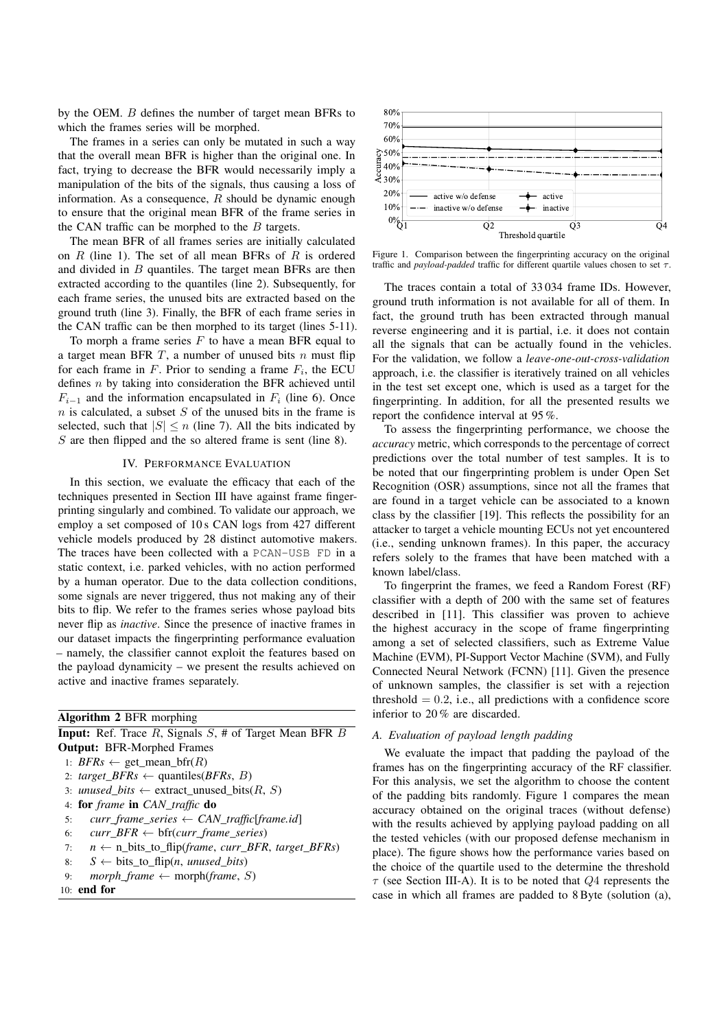by the OEM. $B$ defines the number of target mean BFRs to which the frames series will be morphed.

The frames in a series can only be mutated in such a way that the overall mean BFR is higher than the original one. In fact, trying to decrease the BFR would necessarily imply a manipulation of the bits of the signals, thus causing a loss of information. As a consequence, $R$ should be dynamic enough to ensure that the original mean BFR of the frame series in the CAN traffic can be morphed to the $B$ targets.

The mean BFR of all frames series are initially calculated on $R$ (line 1). The set of all mean BFRs of $R$ is ordered and divided in $B$ quantiles. The target mean BFRs are then extracted according to the quantiles (line 2). Subsequently, for each frame series, the unused bits are extracted based on the ground truth (line 3). Finally, the BFR of each frame series in the CAN traffic can be then morphed to its target (lines 5-11).

To morph a frame series $F$ to have a mean BFR equal to a target mean BFR $T$, a number of unused bits $n$ must flip for each frame in $F$. Prior to sending a frame $F_i$, the ECU defines $n$ by taking into consideration the BFR achieved until $F_{i-1}$ and the information encapsulated in $F_i$ (line 6). Once $n$ is calculated, a subset $S$ of the unused bits in the frame is selected, such that $|S| \leq n$ (line 7). All the bits indicated by $S$ are then flipped and the so altered frame is sent (line 8).

**Algorithm 2** BFR morphing

**Input:** Ref. Trace $R$, Signals $S$, # of Target Mean BFR $B$
**Output:** BFR-Morphed Frames

```
1: BFRs ← get_mean_bfr(R)
2: target_BFRs ← quantiles(BFRs, B)
3: unused_bits ← extract_unused_bits(R, S)
4: for frame in CAN_traffic do
5:     curr_frame_series ← CAN_traffic[frame.id]
6:     curr_BFR ← bfr(curr_frame_series)
7:     n ← n_bits_to_flip(frame, curr_BFR, target_BFRs)
8:     S ← bits_to_flip(n, unused_bits)
9:     morph_frame ← morph(frame, S)
10: end for
```

## IV. Performance Evaluation

In this section, we evaluate the efficacy that each of the techniques presented in Section III have against frame fingerprinting singularly and combined. To validate our approach, we employ a set composed of 10 s CAN logs from 427 different vehicle models produced by 28 distinct automotive makers. The traces have been collected with a `PCAN-USB FD` in a static context, i.e. parked vehicles, with no action performed by a human operator. Due to the data collection conditions, some signals are never triggered, thus not making any of their bits to flip. We refer to the frames series whose payload bits never flip as *inactive*. Since the presence of inactive frames in our dataset impacts the fingerprinting performance evaluation – namely, the classifier cannot exploit the features based on the payload dynamicity – we present the results achieved on active and inactive frames separately.

Figure 1. Comparison between the fingerprinting accuracy on the original traffic and *payload-padded* traffic for different quartile values chosen to set $\tau$.

The traces contain a total of 33 034 frame IDs. However, ground truth information is not available for all of them. In fact, the ground truth has been extracted through manual reverse engineering and it is partial, i.e. it does not contain all the signals that can be actually found in the vehicles. For the validation, we follow a *leave-one-out-cross-validation* approach, i.e. the classifier is iteratively trained on all vehicles in the test set except one, which is used as a target for the fingerprinting. In addition, for all the presented results we report the confidence interval at 95 %.

To assess the fingerprinting performance, we choose the *accuracy* metric, which corresponds to the percentage of correct predictions over the total number of test samples. It is to be noted that our fingerprinting problem is under Open Set Recognition (OSR) assumptions, since not all the frames that are found in a target vehicle can be associated to a known class by the classifier [19]. This reflects the possibility for an attacker to target a vehicle mounting ECUs not yet encountered (i.e., sending unknown frames). In this paper, the accuracy refers solely to the frames that have been matched with a known label/class.

To fingerprint the frames, we feed a Random Forest (RF) classifier with a depth of 200 with the same set of features described in [11]. This classifier was proven to achieve the highest accuracy in the scope of frame fingerprinting among a set of selected classifiers, such as Extreme Value Machine (EVM), PI-Support Vector Machine (SVM), and Fully Connected Neural Network (FCNN) [11]. Given the presence of unknown samples, the classifier is set with a rejection threshold $= 0.2$, i.e., all predictions with a confidence score inferior to 20 % are discarded.

### A. Evaluation of payload length padding

We evaluate the impact that padding the payload of the frames has on the fingerprinting accuracy of the RF classifier. For this analysis, we set the algorithm to choose the content of the padding bits randomly. Figure 1 compares the mean accuracy obtained on the original traces (without defense) with the results achieved by applying payload padding on all the tested vehicles (with our proposed defense mechanism in place). The figure shows how the performance varies based on the choice of the quartile used to the determine the threshold $\tau$ (see Section III-A). It is to be noted that $Q4$ represents the case in which all frames are padded to 8 Byte (solution (a),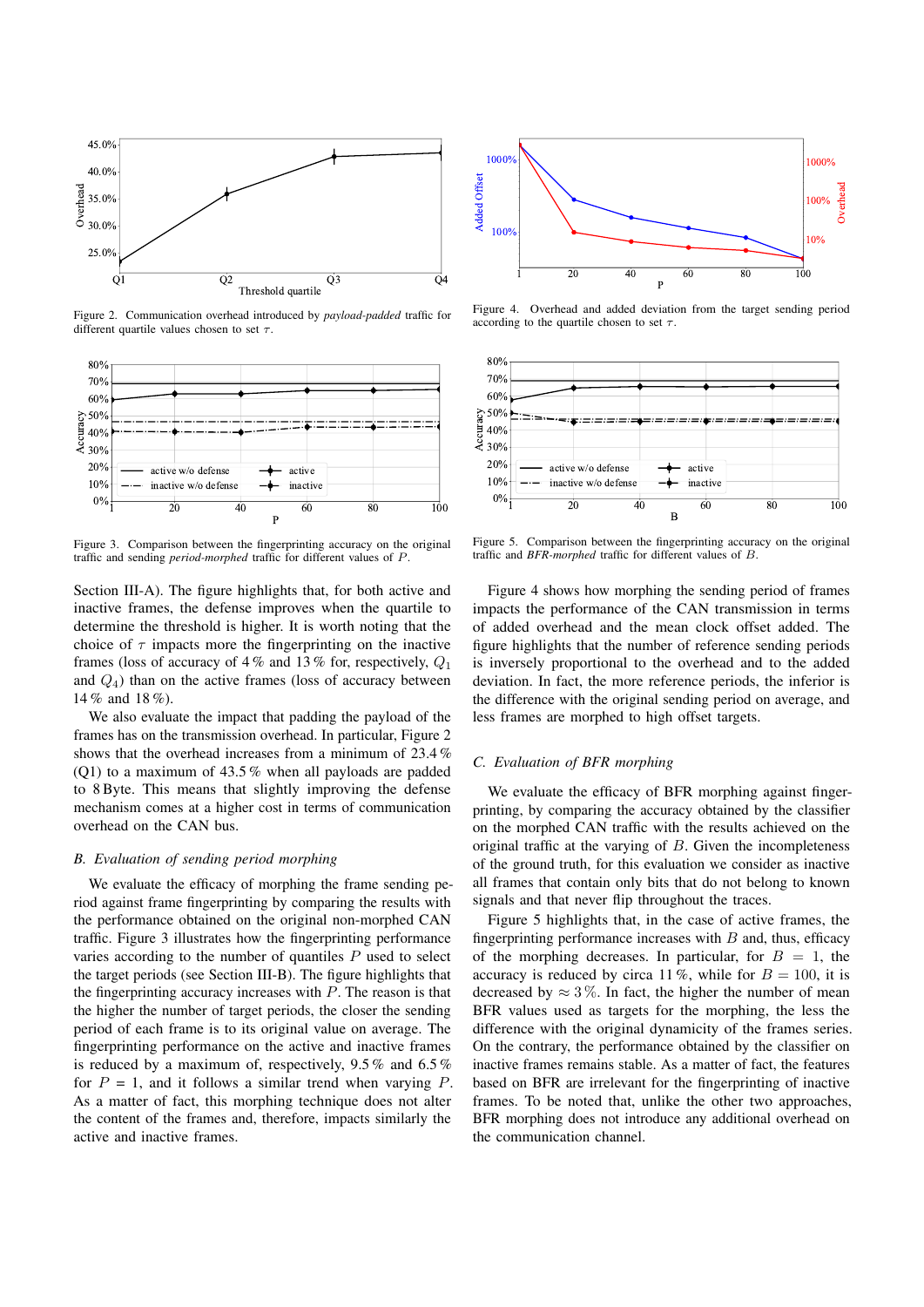Figure 2. Communication overhead introduced by *payload-padded* traffic for different quartile values chosen to set $\tau$.

Figure 3. Comparison between the fingerprinting accuracy on the original traffic and sending *period-morphed* traffic for different values of $P$.

Section III-A). The figure highlights that, for both active and inactive frames, the defense improves when the quartile to determine the threshold is higher. It is worth noting that the choice of $\tau$ impacts more the fingerprinting on the inactive frames (loss of accuracy of 4 % and 13 % for, respectively, $Q_1$ and $Q_4$) than on the active frames (loss of accuracy between 14 % and 18 %).

We also evaluate the impact that padding the payload of the frames has on the transmission overhead. In particular, Figure 2 shows that the overhead increases from a minimum of 23.4 % (Q1) to a maximum of 43.5 % when all payloads are padded to 8 Byte. This means that slightly improving the defense mechanism comes at a higher cost in terms of communication overhead on the CAN bus.

## B. Evaluation of sending period morphing

We evaluate the efficacy of morphing the frame sending period against frame fingerprinting by comparing the results with the performance obtained on the original non-morphed CAN traffic. Figure 3 illustrates how the fingerprinting performance varies according to the number of quantiles $P$ used to select the target periods (see Section III-B). The figure highlights that the fingerprinting accuracy increases with $P$. The reason is that the higher the number of target periods, the closer the sending period of each frame is to its original value on average. The fingerprinting performance on the active and inactive frames is reduced by a maximum of, respectively, 9.5 % and 6.5 % for $P = 1$, and it follows a similar trend when varying $P$. As a matter of fact, this morphing technique does not alter the content of the frames and, therefore, impacts similarly the active and inactive frames.

Figure 4. Overhead and added deviation from the target sending period according to the quartile chosen to set $\tau$.

Figure 5. Comparison between the fingerprinting accuracy on the original traffic and *BFR-morphed* traffic for different values of $B$.

Figure 4 shows how morphing the sending period of frames impacts the performance of the CAN transmission in terms of added overhead and the mean clock offset added. The figure highlights that the number of reference sending periods is inversely proportional to the overhead and to the added deviation. In fact, the more reference periods, the inferior is the difference with the original sending period on average, and less frames are morphed to high offset targets.

## C. Evaluation of BFR morphing

We evaluate the efficacy of BFR morphing against fingerprinting, by comparing the accuracy obtained by the classifier on the morphed CAN traffic with the results achieved on the original traffic at the varying of $B$. Given the incompleteness of the ground truth, for this evaluation we consider as inactive all frames that contain only bits that do not belong to known signals and that never flip throughout the traces.

Figure 5 highlights that, in the case of active frames, the fingerprinting performance increases with $B$ and, thus, efficacy of the morphing decreases. In particular, for $B = 1$, the accuracy is reduced by circa 11 %, while for $B = 100$, it is decreased by $\approx 3$ %. In fact, the higher the number of mean BFR values used as targets for the morphing, the less the difference with the original dynamicity of the frames series. On the contrary, the performance obtained by the classifier on inactive frames remains stable. As a matter of fact, the features based on BFR are irrelevant for the fingerprinting of inactive frames. To be noted that, unlike the other two approaches, BFR morphing does not introduce any additional overhead on the communication channel.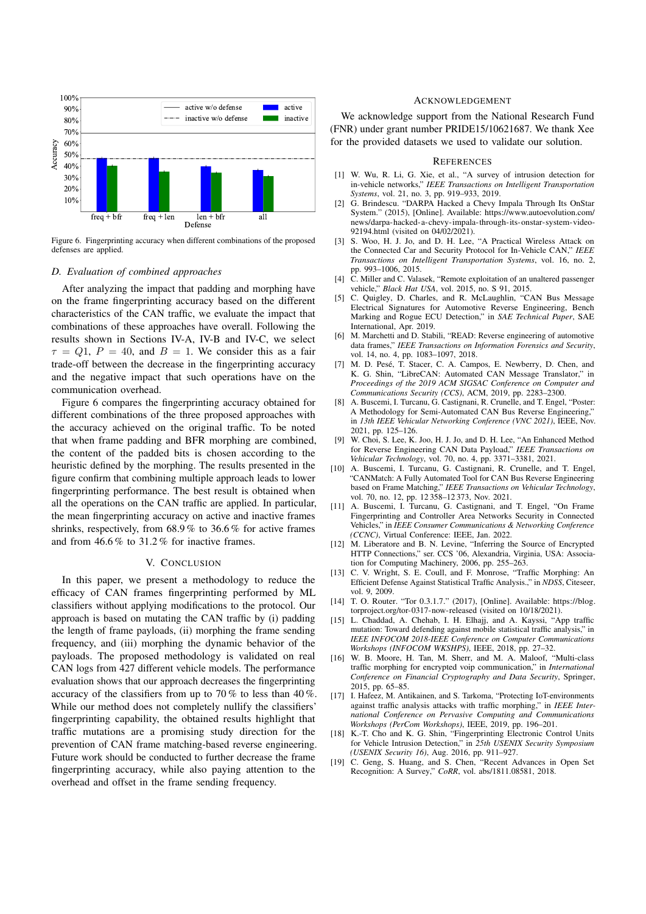100%
90%
80%
70%
60%
50%
40%
30%
20%
10%

Accuracy

active w/o defense
inactive w/o defense
active
inactive

freq + bfr
freq + len
len + bfr
all

Defense

Figure 6. Fingerprinting accuracy when different combinations of the proposed defenses are applied.

### D. Evaluation of combined approaches

After analyzing the impact that padding and morphing have on the frame fingerprinting accuracy based on the different characteristics of the CAN traffic, we evaluate the impact that combinations of these approaches have overall. Following the results shown in Sections IV-A, IV-B and IV-C, we select $\tau = Q1$, $P = 40$, and $B = 1$. We consider this as a fair trade-off between the decrease in the fingerprinting accuracy and the negative impact that such operations have on the communication overhead.

Figure 6 compares the fingerprinting accuracy obtained for different combinations of the three proposed approaches with the accuracy achieved on the original traffic. To be noted that when frame padding and BFR morphing are combined, the content of the padded bits is chosen according to the heuristic defined by the morphing. The results presented in the figure confirm that combining multiple approach leads to lower fingerprinting performance. The best result is obtained when all the operations on the CAN traffic are applied. In particular, the mean fingerprinting accuracy on active and inactive frames shrinks, respectively, from 68.9 % to 36.6 % for active frames and from 46.6 % to 31.2 % for inactive frames.

## V. Conclusion

In this paper, we present a methodology to reduce the efficacy of CAN frames fingerprinting performed by ML classifiers without applying modifications to the protocol. Our approach is based on mutating the CAN traffic by (i) padding the length of frame payloads, (ii) morphing the frame sending frequency, and (iii) morphing the dynamic behavior of the payloads. The proposed methodology is validated on real CAN logs from 427 different vehicle models. The performance evaluation shows that our approach decreases the fingerprinting accuracy of the classifiers from up to 70 % to less than 40 %. While our method does not completely nullify the classifiers' fingerprinting capability, the obtained results highlight that traffic mutations are a promising study direction for the prevention of CAN frame matching-based reverse engineering. Future work should be conducted to further decrease the frame fingerprinting accuracy, while also paying attention to the overhead and offset in the frame sending frequency.

## Acknowledgement

We acknowledge support from the National Research Fund (FNR) under grant number PRIDE15/10621687. We thank Xee for the provided datasets we used to validate our solution.

## References

[1] W. Wu, R. Li, G. Xie, et al., "A survey of intrusion detection for in-vehicle networks," *IEEE Transactions on Intelligent Transportation Systems*, vol. 21, no. 3, pp. 919–933, 2019.

[2] G. Brindescu. "DARPA Hacked a Chevy Impala Through Its OnStar System." (2015), [Online]. Available: https://www.autoevolution.com/news/darpa-hacked-a-chevy-impala-through-its-onstar-system-video-92194.html (visited on 04/02/2021).

[3] S. Woo, H. J. Jo, and D. H. Lee, "A Practical Wireless Attack on the Connected Car and Security Protocol for In-Vehicle CAN," *IEEE Transactions on Intelligent Transportation Systems*, vol. 16, no. 2, pp. 993–1006, 2015.

[4] C. Miller and C. Valasek, "Remote exploitation of an unaltered passenger vehicle," *Black Hat USA*, vol. 2015, no. S 91, 2015.

[5] C. Quigley, D. Charles, and R. McLaughlin, "CAN Bus Message Electrical Signatures for Automotive Reverse Engineering, Bench Marking and Rogue ECU Detection," in *SAE Technical Paper*, SAE International, Apr. 2019.

[6] M. Marchetti and D. Stabili, "READ: Reverse engineering of automotive data frames," *IEEE Transactions on Information Forensics and Security*, vol. 14, no. 4, pp. 1083–1097, 2018.

[7] M. D. Pesé, T. Stacer, C. A. Campos, E. Newberry, D. Chen, and K. G. Shin, "LibreCAN: Automated CAN Message Translator," in *Proceedings of the 2019 ACM SIGSAC Conference on Computer and Communications Security (CCS)*, ACM, 2019, pp. 2283–2300.

[8] A. Buscemi, I. Turcanu, G. Castignani, R. Crunelle, and T. Engel, "Poster: A Methodology for Semi-Automated CAN Bus Reverse Engineering," in *13th IEEE Vehicular Networking Conference (VNC 2021)*, IEEE, Nov. 2021, pp. 125–126.

[9] W. Choi, S. Lee, K. Joo, H. J. Jo, and D. H. Lee, "An Enhanced Method for Reverse Engineering CAN Data Payload," *IEEE Transactions on Vehicular Technology*, vol. 70, no. 4, pp. 3371–3381, 2021.

[10] A. Buscemi, I. Turcanu, G. Castignani, R. Crunelle, and T. Engel, "CANMatch: A Fully Automated Tool for CAN Bus Reverse Engineering based on Frame Matching," *IEEE Transactions on Vehicular Technology*, vol. 70, no. 12, pp. 12 358–12 373, Nov. 2021.

[11] A. Buscemi, I. Turcanu, G. Castignani, and T. Engel, "On Frame Fingerprinting and Controller Area Networks Security in Connected Vehicles," in *IEEE Consumer Communications & Networking Conference (CCNC)*, Virtual Conference: IEEE, Jan. 2022.

[12] M. Liberatore and B. N. Levine, "Inferring the Source of Encrypted HTTP Connections," ser. CCS '06, Alexandria, Virginia, USA: Association for Computing Machinery, 2006, pp. 255–263.

[13] C. V. Wright, S. E. Coull, and F. Monrose, "Traffic Morphing: An Efficient Defense Against Statistical Traffic Analysis," in *NDSS*, Citeseer, vol. 9, 2009.

[14] T. O. Router. "Tor 0.3.1.7." (2017), [Online]. Available: https://blog.torproject.org/tor-0317-now-released (visited on 10/18/2021).

[15] L. Chaddad, A. Chehab, I. H. Elhajj, and A. Kayssi, "App traffic mutation: Toward defending against mobile statistical traffic analysis," in *IEEE INFOCOM 2018-IEEE Conference on Computer Communications Workshops (INFOCOM WKSHPS)*, IEEE, 2018, pp. 27–32.

[16] W. B. Moore, H. Tan, M. Sherr, and M. A. Maloof, "Multi-class traffic morphing for encrypted voip communication," in *International Conference on Financial Cryptography and Data Security*, Springer, 2015, pp. 65–85.

[17] I. Hafeez, M. Antikainen, and S. Tarkoma, "Protecting IoT-environments against traffic analysis attacks with traffic morphing," in *IEEE International Conference on Pervasive Computing and Communications Workshops (PerCom Workshops)*, IEEE, 2019, pp. 196–201.

[18] K.-T. Cho and K. G. Shin, "Fingerprinting Electronic Control Units for Vehicle Intrusion Detection," in *25th USENIX Security Symposium (USENIX Security 16)*, Aug. 2016, pp. 911–927.

[19] C. Geng, S. Huang, and S. Chen, "Recent Advances in Open Set Recognition: A Survey," *CoRR*, vol. abs/1811.08581, 2018.